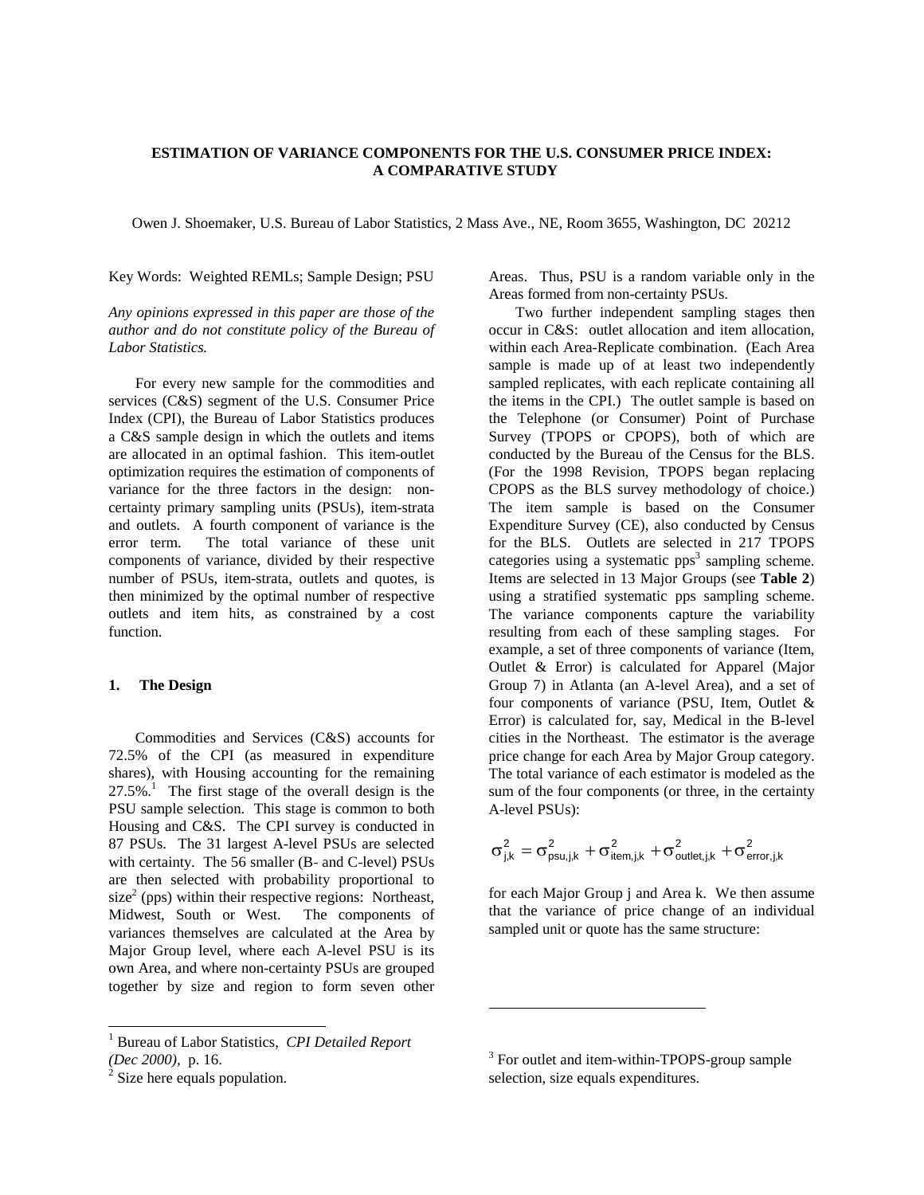# ESTIMATION OF VARIANCE COMPONENTS FOR THE U.S. CONSUMER PRICE INDEX: A COMPARATIVE STUDY

Owen J. Shoemaker, U.S. Bureau of Labor Statistics, 2 Mass Ave., NE, Room 3655, Washington, DC 20212

Key Words: Weighted REMLs; Sample Design; PSU

*Any opinions expressed in this paper are those of the author and do not constitute policy of the Bureau of Labor Statistics.*

For every new sample for the commodities and services (C&S) segment of the U.S. Consumer Price Index (CPI), the Bureau of Labor Statistics produces a C&S sample design in which the outlets and items are allocated in an optimal fashion. This item-outlet optimization requires the estimation of components of variance for the three factors in the design: non-certainty primary sampling units (PSUs), item-strata and outlets. A fourth component of variance is the error term. The total variance of these unit components of variance, divided by their respective number of PSUs, item-strata, outlets and quotes, is then minimized by the optimal number of respective outlets and item hits, as constrained by a cost function.

## 1. The Design

Commodities and Services (C&S) accounts for 72.5% of the CPI (as measured in expenditure shares), with Housing accounting for the remaining 27.5%.[1] The first stage of the overall design is the PSU sample selection. This stage is common to both Housing and C&S. The CPI survey is conducted in 87 PSUs. The 31 largest A-level PSUs are selected with certainty. The 56 smaller (B- and C-level) PSUs are then selected with probability proportional to size[2] (pps) within their respective regions: Northeast, Midwest, South or West. The components of variances themselves are calculated at the Area by Major Group level, where each A-level PSU is its own Area, and where non-certainty PSUs are grouped together by size and region to form seven other Areas. Thus, PSU is a random variable only in the Areas formed from non-certainty PSUs.

Two further independent sampling stages then occur in C&S: outlet allocation and item allocation, within each Area-Replicate combination. (Each Area sample is made up of at least two independently sampled replicates, with each replicate containing all the items in the CPI.) The outlet sample is based on the Telephone (or Consumer) Point of Purchase Survey (TPOPS or CPOPS), both of which are conducted by the Bureau of the Census for the BLS. (For the 1998 Revision, TPOPS began replacing CPOPS as the BLS survey methodology of choice.) The item sample is based on the Consumer Expenditure Survey (CE), also conducted by Census for the BLS. Outlets are selected in 217 TPOPS categories using a systematic pps[3] sampling scheme. Items are selected in 13 Major Groups (see **Table 2**) using a stratified systematic pps sampling scheme. The variance components capture the variability resulting from each of these sampling stages. For example, a set of three components of variance (Item, Outlet & Error) is calculated for Apparel (Major Group 7) in Atlanta (an A-level Area), and a set of four components of variance (PSU, Item, Outlet & Error) is calculated for, say, Medical in the B-level cities in the Northeast. The estimator is the average price change for each Area by Major Group category. The total variance of each estimator is modeled as the sum of the four components (or three, in the certainty A-level PSUs):

$$\sigma^2_{j,k} = \sigma^2_{psu,j,k} + \sigma^2_{item,j,k} + \sigma^2_{outlet,j,k} + \sigma^2_{error,j,k}$$

for each Major Group j and Area k. We then assume that the variance of price change of an individual sampled unit or quote has the same structure:

---

[1] Bureau of Labor Statistics, *CPI Detailed Report (Dec 2000),* p. 16.

[2] Size here equals population.

[3] For outlet and item-within-TPOPS-group sample selection, size equals expenditures.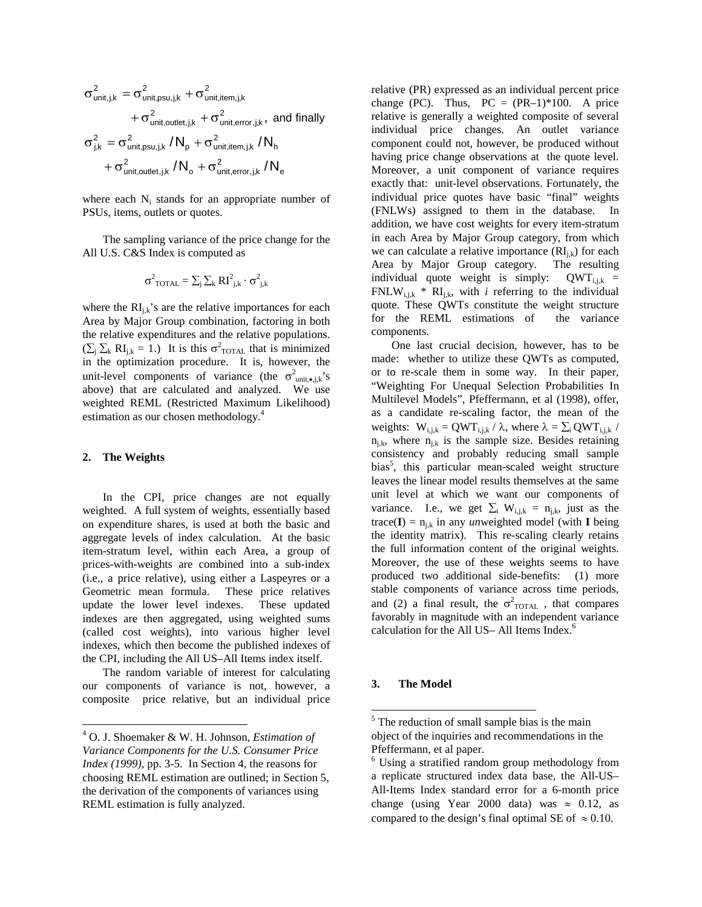$$\sigma^2_{\text{unit,j,k}} = \sigma^2_{\text{unit,psu,j,k}} + \sigma^2_{\text{unit,item,j,k}} + \sigma^2_{\text{unit,outlet,j,k}} + \sigma^2_{\text{unit,error,j,k}}, \text{ and finally}$$

$$\sigma^2_{\text{j,k}} = \sigma^2_{\text{unit,psu,j,k}} / N_p + \sigma^2_{\text{unit,item,j,k}} / N_h + \sigma^2_{\text{unit,outlet,j,k}} / N_o + \sigma^2_{\text{unit,error,j,k}} / N_e$$

where each $N_i$ stands for an appropriate number of PSUs, items, outlets or quotes.

The sampling variance of the price change for the All U.S. C&S Index is computed as

$$\sigma^2_{\text{TOTAL}} = \sum_j \sum_k RI^2_{j,k} \cdot \sigma^2_{j,k}$$

where the $RI_{j,k}$'s are the relative importances for each Area by Major Group combination, factoring in both the relative expenditures and the relative populations. ($\sum_j \sum_k RI_{j,k} = 1$.) It is this $\sigma^2_{\text{TOTAL}}$ that is minimized in the optimization procedure. It is, however, the unit-level components of variance (the $\sigma^2_{\text{unit},\bullet,j,k}$'s above) that are calculated and analyzed. We use weighted REML (Restricted Maximum Likelihood) estimation as our chosen methodology.[4]

## 2. The Weights

In the CPI, price changes are not equally weighted. A full system of weights, essentially based on expenditure shares, is used at both the basic and aggregate levels of index calculation. At the basic item-stratum level, within each Area, a group of prices-with-weights are combined into a sub-index (i.e., a price relative), using either a Laspeyres or a Geometric mean formula. These price relatives update the lower level indexes. These updated indexes are then aggregated, using weighted sums (called cost weights), into various higher level indexes, which then become the published indexes of the CPI, including the All US–All Items index itself.

The random variable of interest for calculating our components of variance is not, however, a composite price relative, but an individual price relative (PR) expressed as an individual percent price change (PC). Thus, PC = (PR–1)*100. A price relative is generally a weighted composite of several individual price changes. An outlet variance component could not, however, be produced without having price change observations at the quote level. Moreover, a unit component of variance requires exactly that: unit-level observations. Fortunately, the individual price quotes have basic "final" weights (FNLWs) assigned to them in the database. In addition, we have cost weights for every item-stratum in each Area by Major Group category, from which we can calculate a relative importance ($RI_{j,k}$) for each Area by Major Group category. The resulting individual quote weight is simply: $QWT_{i,j,k} = FNLW_{i,j,k} * RI_{j,k}$, with *i* referring to the individual quote. These QWTs constitute the weight structure for the REML estimations of the variance components.

One last crucial decision, however, has to be made: whether to utilize these QWTs as computed, or to re-scale them in some way. In their paper, "Weighting For Unequal Selection Probabilities In Multilevel Models", Pfeffermann, et al (1998), offer, as a candidate re-scaling factor, the mean of the weights: $W_{i,j,k} = QWT_{i,j,k} / \lambda$, where $\lambda = \sum_i QWT_{i,j,k} / n_{j,k}$, where $n_{j,k}$ is the sample size. Besides retaining consistency and probably reducing small sample bias[5], this particular mean-scaled weight structure leaves the linear model results themselves at the same unit level at which we want our components of variance. I.e., we get $\sum_i W_{i,j,k} = n_{j,k}$, just as the trace(**I**) = $n_{j,k}$ in any *un*weighted model (with **I** being the identity matrix). This re-scaling clearly retains the full information content of the original weights. Moreover, the use of these weights seems to have produced two additional side-benefits: (1) more stable components of variance across time periods, and (2) a final result, the $\sigma^2_{\text{TOTAL}}$, that compares favorably in magnitude with an independent variance calculation for the All US– All Items Index.[6]

## 3. The Model

---

[4] O. J. Shoemaker & W. H. Johnson, *Estimation of Variance Components for the U.S. Consumer Price Index (1999)*, pp. 3-5. In Section 4, the reasons for choosing REML estimation are outlined; in Section 5, the derivation of the components of variances using REML estimation is fully analyzed.

[5] The reduction of small sample bias is the main object of the inquiries and recommendations in the Pfeffermann, et al paper.

[6] Using a stratified random group methodology from a replicate structured index data base, the All-US–All-Items Index standard error for a 6-month price change (using Year 2000 data) was $\approx$ 0.12, as compared to the design's final optimal SE of $\approx$ 0.10.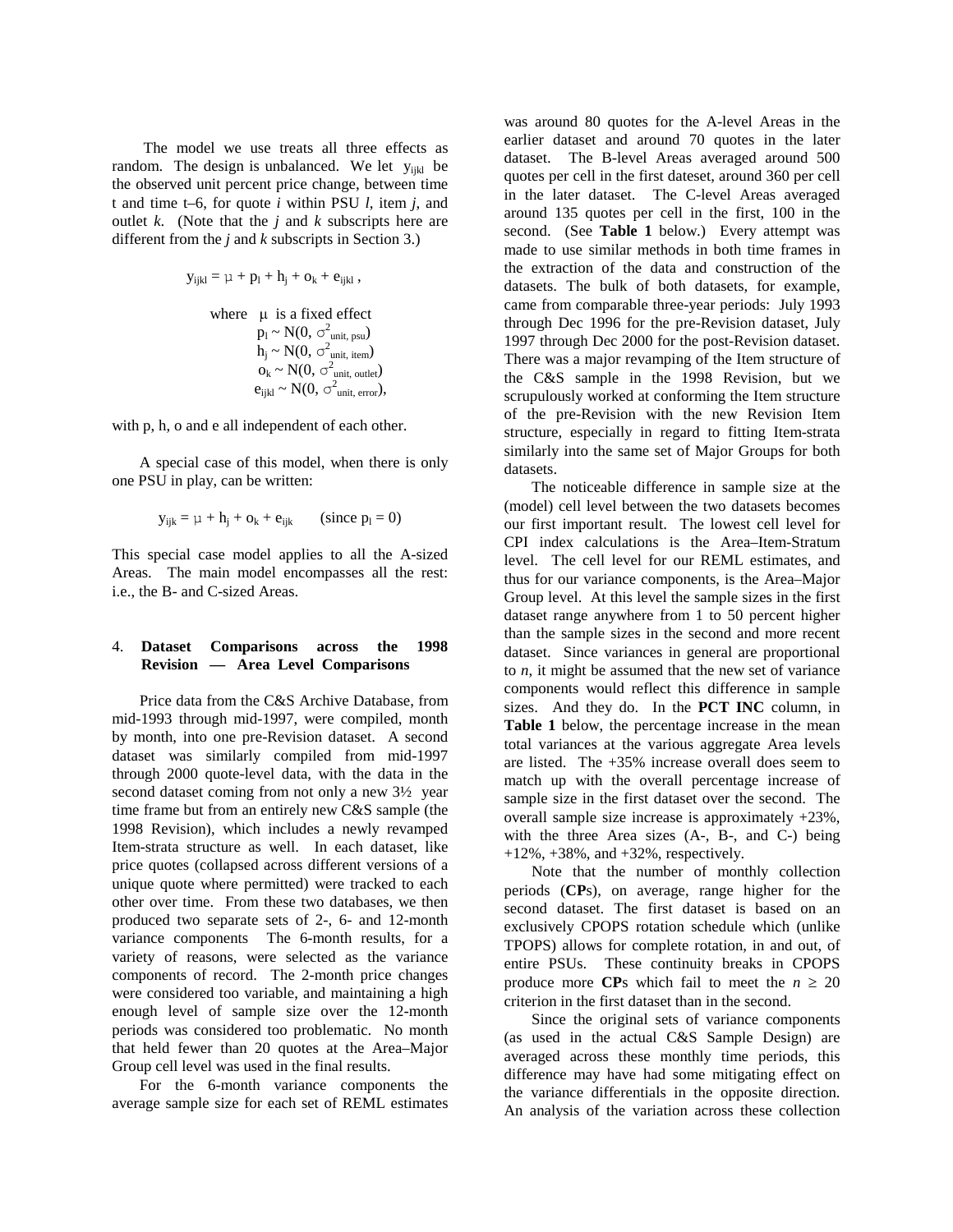The model we use treats all three effects as random. The design is unbalanced. We let $y_{ijkl}$ be the observed unit percent price change, between time t and time t–6, for quote *i* within PSU *l*, item *j*, and outlet *k*. (Note that the *j* and *k* subscripts here are different from the *j* and *k* subscripts in Section 3.)

$$y_{ijkl} = \mu + p_l + h_j + o_k + e_{ijkl} \, ,$$

where $\mu$ is a fixed effect

$$p_l \sim N(0, \sigma^2_{\text{unit, psu}})$$
$$h_j \sim N(0, \sigma^2_{\text{unit, item}})$$
$$o_k \sim N(0, \sigma^2_{\text{unit, outlet}})$$
$$e_{ijkl} \sim N(0, \sigma^2_{\text{unit, error}}),$$

with p, h, o and e all independent of each other.

A special case of this model, when there is only one PSU in play, can be written:

$$y_{ijk} = \mu + h_j + o_k + e_{ijk} \qquad (\text{since } p_l = 0)$$

This special case model applies to all the A-sized Areas. The main model encompasses all the rest: i.e., the B- and C-sized Areas.

## 4. Dataset Comparisons across the 1998 Revision — Area Level Comparisons

Price data from the C&S Archive Database, from mid-1993 through mid-1997, were compiled, month by month, into one pre-Revision dataset. A second dataset was similarly compiled from mid-1997 through 2000 quote-level data, with the data in the second dataset coming from not only a new 3½ year time frame but from an entirely new C&S sample (the 1998 Revision), which includes a newly revamped Item-strata structure as well. In each dataset, like price quotes (collapsed across different versions of a unique quote where permitted) were tracked to each other over time. From these two databases, we then produced two separate sets of 2-, 6- and 12-month variance components The 6-month results, for a variety of reasons, were selected as the variance components of record. The 2-month price changes were considered too variable, and maintaining a high enough level of sample size over the 12-month periods was considered too problematic. No month that held fewer than 20 quotes at the Area–Major Group cell level was used in the final results.

For the 6-month variance components the average sample size for each set of REML estimates was around 80 quotes for the A-level Areas in the earlier dataset and around 70 quotes in the later dataset. The B-level Areas averaged around 500 quotes per cell in the first dateset, around 360 per cell in the later dataset. The C-level Areas averaged around 135 quotes per cell in the first, 100 in the second. (See **Table 1** below.) Every attempt was made to use similar methods in both time frames in the extraction of the data and construction of the datasets. The bulk of both datasets, for example, came from comparable three-year periods: July 1993 through Dec 1996 for the pre-Revision dataset, July 1997 through Dec 2000 for the post-Revision dataset. There was a major revamping of the Item structure of the C&S sample in the 1998 Revision, but we scrupulously worked at conforming the Item structure of the pre-Revision with the new Revision Item structure, especially in regard to fitting Item-strata similarly into the same set of Major Groups for both datasets.

The noticeable difference in sample size at the (model) cell level between the two datasets becomes our first important result. The lowest cell level for CPI index calculations is the Area–Item-Stratum level. The cell level for our REML estimates, and thus for our variance components, is the Area–Major Group level. At this level the sample sizes in the first dataset range anywhere from 1 to 50 percent higher than the sample sizes in the second and more recent dataset. Since variances in general are proportional to *n*, it might be assumed that the new set of variance components would reflect this difference in sample sizes. And they do. In the **PCT INC** column, in **Table 1** below, the percentage increase in the mean total variances at the various aggregate Area levels are listed. The +35% increase overall does seem to match up with the overall percentage increase of sample size in the first dataset over the second. The overall sample size increase is approximately +23%, with the three Area sizes (A-, B-, and C-) being +12%, +38%, and +32%, respectively.

Note that the number of monthly collection periods (**CP**s), on average, range higher for the second dataset. The first dataset is based on an exclusively CPOPS rotation schedule which (unlike TPOPS) allows for complete rotation, in and out, of entire PSUs. These continuity breaks in CPOPS produce more **CP**s which fail to meet the $n \geq 20$ criterion in the first dataset than in the second.

Since the original sets of variance components (as used in the actual C&S Sample Design) are averaged across these monthly time periods, this difference may have had some mitigating effect on the variance differentials in the opposite direction. An analysis of the variation across these collection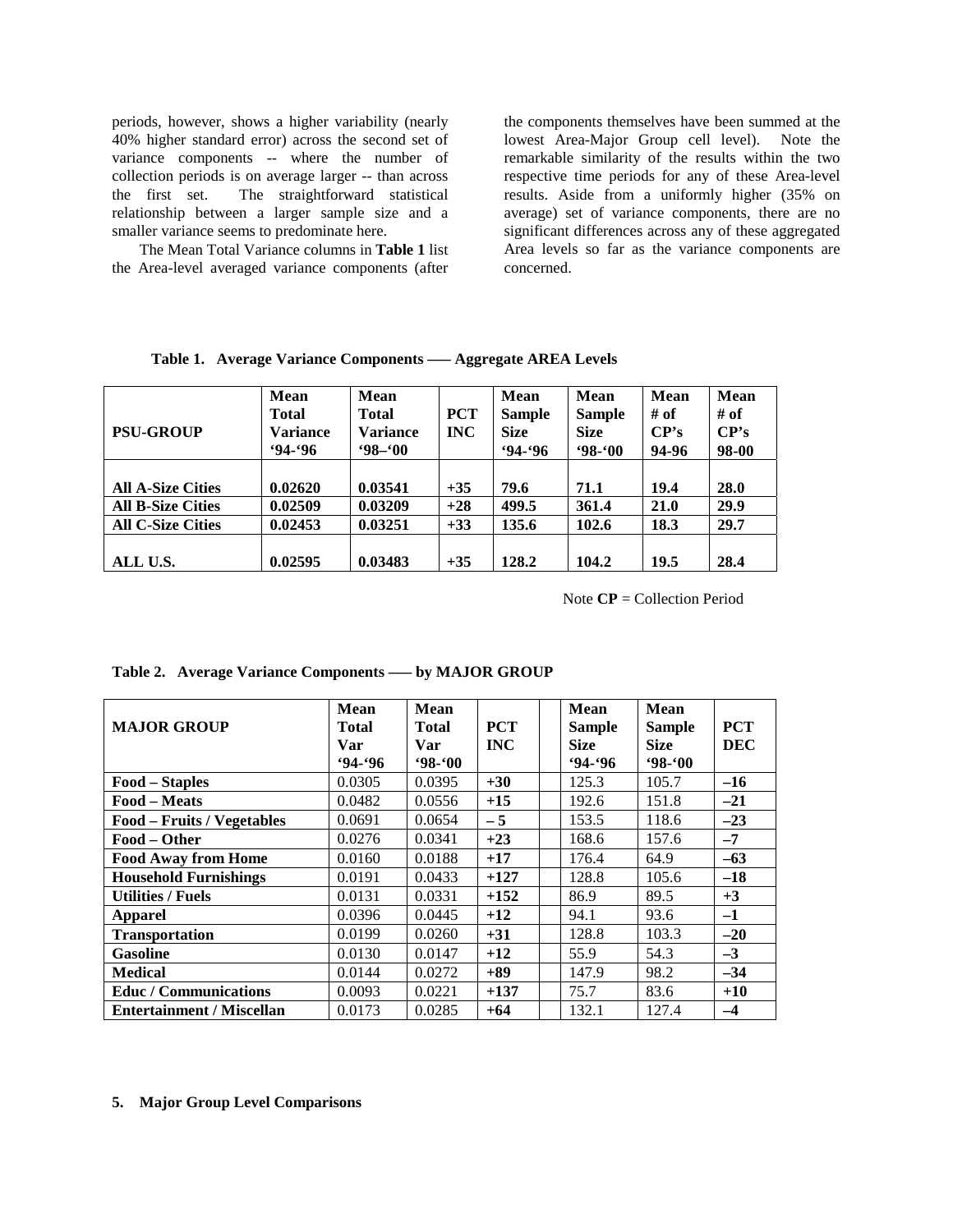periods, however, shows a higher variability (nearly 40% higher standard error) across the second set of variance components -- where the number of collection periods is on average larger -- than across the first set. The straightforward statistical relationship between a larger sample size and a smaller variance seems to predominate here.

The Mean Total Variance columns in **Table 1** list the Area-level averaged variance components (after the components themselves have been summed at the lowest Area-Major Group cell level). Note the remarkable similarity of the results within the two respective time periods for any of these Area-level results. Aside from a uniformly higher (35% on average) set of variance components, there are no significant differences across any of these aggregated Area levels so far as the variance components are concerned.

**Table 1. Average Variance Components –— Aggregate AREA Levels**

| PSU-GROUP | Mean Total Variance '94-'96 | Mean Total Variance '98–'00 | PCT INC | Mean Sample Size '94-'96 | Mean Sample Size '98-'00 | Mean # of CP's 94-96 | Mean # of CP's 98-00 |
|---|---|---|---|---|---|---|---|
| **All A-Size Cities** | **0.02620** | **0.03541** | **+35** | **79.6** | **71.1** | **19.4** | **28.0** |
| **All B-Size Cities** | **0.02509** | **0.03209** | **+28** | **499.5** | **361.4** | **21.0** | **29.9** |
| **All C-Size Cities** | **0.02453** | **0.03251** | **+33** | **135.6** | **102.6** | **18.3** | **29.7** |
| **ALL U.S.** | **0.02595** | **0.03483** | **+35** | **128.2** | **104.2** | **19.5** | **28.4** |

Note **CP** = Collection Period

**Table 2. Average Variance Components –— by MAJOR GROUP**

| MAJOR GROUP | Mean Total Var '94-'96 | Mean Total Var '98-'00 | PCT INC | | Mean Sample Size '94-'96 | Mean Sample Size '98-'00 | PCT DEC |
|---|---|---|---|---|---|---|---|
| **Food – Staples** | 0.0305 | 0.0395 | **+30** | | 125.3 | 105.7 | **–16** |
| **Food – Meats** | 0.0482 | 0.0556 | **+15** | | 192.6 | 151.8 | **–21** |
| **Food – Fruits / Vegetables** | 0.0691 | 0.0654 | **– 5** | | 153.5 | 118.6 | **–23** |
| **Food – Other** | 0.0276 | 0.0341 | **+23** | | 168.6 | 157.6 | **–7** |
| **Food Away from Home** | 0.0160 | 0.0188 | **+17** | | 176.4 | 64.9 | **–63** |
| **Household Furnishings** | 0.0191 | 0.0433 | **+127** | | 128.8 | 105.6 | **–18** |
| **Utilities / Fuels** | 0.0131 | 0.0331 | **+152** | | 86.9 | 89.5 | **+3** |
| **Apparel** | 0.0396 | 0.0445 | **+12** | | 94.1 | 93.6 | **–1** |
| **Transportation** | 0.0199 | 0.0260 | **+31** | | 128.8 | 103.3 | **–20** |
| **Gasoline** | 0.0130 | 0.0147 | **+12** | | 55.9 | 54.3 | **–3** |
| **Medical** | 0.0144 | 0.0272 | **+89** | | 147.9 | 98.2 | **–34** |
| **Educ / Communications** | 0.0093 | 0.0221 | **+137** | | 75.7 | 83.6 | **+10** |
| **Entertainment / Miscellan** | 0.0173 | 0.0285 | **+64** | | 132.1 | 127.4 | **–4** |

## 5. Major Group Level Comparisons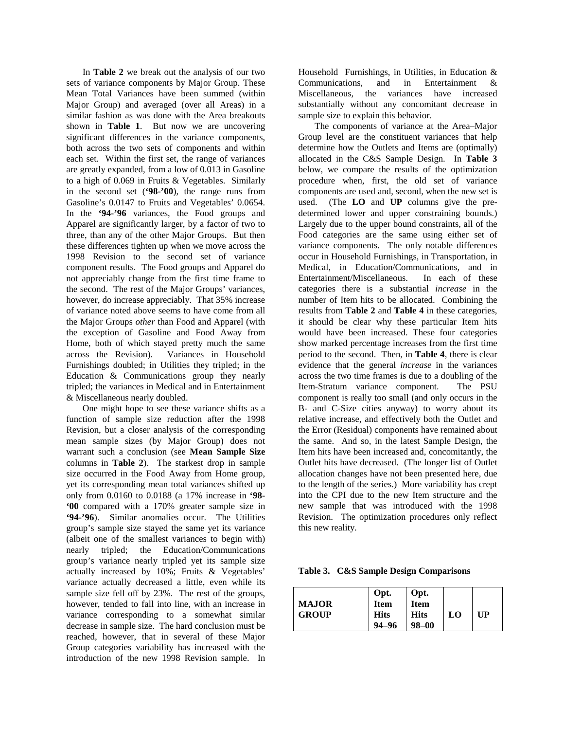In **Table 2** we break out the analysis of our two sets of variance components by Major Group. These Mean Total Variances have been summed (within Major Group) and averaged (over all Areas) in a similar fashion as was done with the Area breakouts shown in **Table 1**. But now we are uncovering significant differences in the variance components, both across the two sets of components and within each set. Within the first set, the range of variances are greatly expanded, from a low of 0.013 in Gasoline to a high of 0.069 in Fruits & Vegetables. Similarly in the second set (**'98-'00**), the range runs from Gasoline's 0.0147 to Fruits and Vegetables' 0.0654. In the **'94-'96** variances, the Food groups and Apparel are significantly larger, by a factor of two to three, than any of the other Major Groups. But then these differences tighten up when we move across the 1998 Revision to the second set of variance component results. The Food groups and Apparel do not appreciably change from the first time frame to the second. The rest of the Major Groups' variances, however, do increase appreciably. That 35% increase of variance noted above seems to have come from all the Major Groups *other* than Food and Apparel (with the exception of Gasoline and Food Away from Home, both of which stayed pretty much the same across the Revision). Variances in Household Furnishings doubled; in Utilities they tripled; in the Education & Communications group they nearly tripled; the variances in Medical and in Entertainment & Miscellaneous nearly doubled.

One might hope to see these variance shifts as a function of sample size reduction after the 1998 Revision, but a closer analysis of the corresponding mean sample sizes (by Major Group) does not warrant such a conclusion (see **Mean Sample Size** columns in **Table 2**). The starkest drop in sample size occurred in the Food Away from Home group, yet its corresponding mean total variances shifted up only from 0.0160 to 0.0188 (a 17% increase in **'98-'00** compared with a 170% greater sample size in **'94-'96**). Similar anomalies occur. The Utilities group's sample size stayed the same yet its variance (albeit one of the smallest variances to begin with) nearly tripled; the Education/Communications group's variance nearly tripled yet its sample size actually increased by 10%; Fruits & Vegetables' variance actually decreased a little, even while its sample size fell off by 23%. The rest of the groups, however, tended to fall into line, with an increase in variance corresponding to a somewhat similar decrease in sample size. The hard conclusion must be reached, however, that in several of these Major Group categories variability has increased with the introduction of the new 1998 Revision sample. In Household Furnishings, in Utilities, in Education & Communications, and in Entertainment & Miscellaneous, the variances have increased substantially without any concomitant decrease in sample size to explain this behavior.

The components of variance at the Area–Major Group level are the constituent variances that help determine how the Outlets and Items are (optimally) allocated in the C&S Sample Design. In **Table 3** below, we compare the results of the optimization procedure when, first, the old set of variance components are used and, second, when the new set is used. (The **LO** and **UP** columns give the pre-determined lower and upper constraining bounds.) Largely due to the upper bound constraints, all of the Food categories are the same using either set of variance components. The only notable differences occur in Household Furnishings, in Transportation, in Medical, in Education/Communications, and in Entertainment/Miscellaneous. In each of these categories there is a substantial *increase* in the number of Item hits to be allocated. Combining the results from **Table 2** and **Table 4** in these categories, it should be clear why these particular Item hits would have been increased. These four categories show marked percentage increases from the first time period to the second. Then, in **Table 4**, there is clear evidence that the general *increase* in the variances across the two time frames is due to a doubling of the Item-Stratum variance component. The PSU component is really too small (and only occurs in the B- and C-Size cities anyway) to worry about its relative increase, and effectively both the Outlet and the Error (Residual) components have remained about the same. And so, in the latest Sample Design, the Item hits have been increased and, concomitantly, the Outlet hits have decreased. (The longer list of Outlet allocation changes have not been presented here, due to the length of the series.) More variability has crept into the CPI due to the new Item structure and the new sample that was introduced with the 1998 Revision. The optimization procedures only reflect this new reality.

**Table 3. C&S Sample Design Comparisons**

| MAJOR GROUP | Opt. Item Hits 94–96 | Opt. Item Hits 98–00 | LO | UP |
|---|---|---|---|---|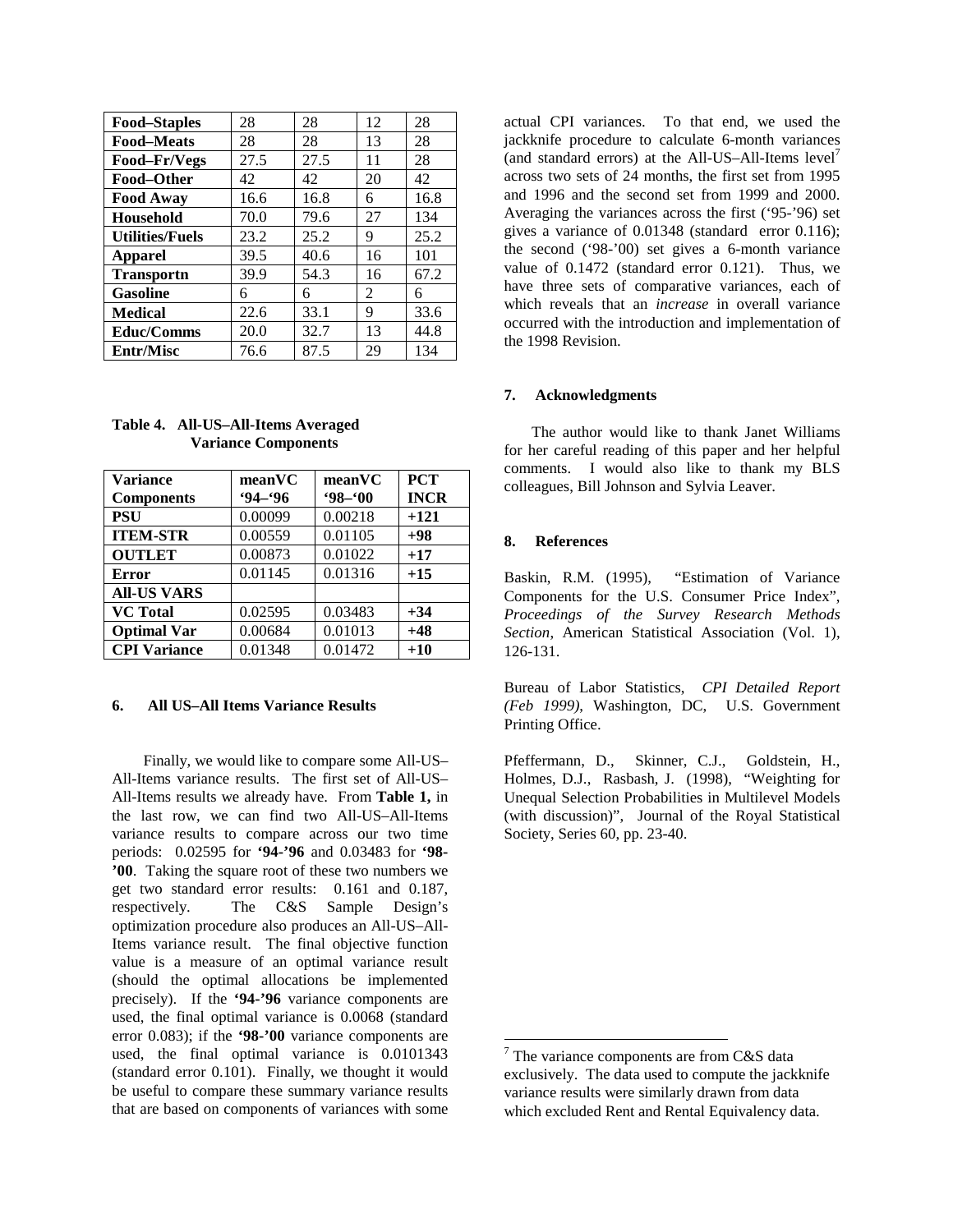| | | | | |
|---|---|---|---|---|
| **Food–Staples** | 28 | 28 | 12 | 28 |
| **Food–Meats** | 28 | 28 | 13 | 28 |
| **Food–Fr/Vegs** | 27.5 | 27.5 | 11 | 28 |
| **Food–Other** | 42 | 42 | 20 | 42 |
| **Food Away** | 16.6 | 16.8 | 6 | 16.8 |
| **Household** | 70.0 | 79.6 | 27 | 134 |
| **Utilities/Fuels** | 23.2 | 25.2 | 9 | 25.2 |
| **Apparel** | 39.5 | 40.6 | 16 | 101 |
| **Transportn** | 39.9 | 54.3 | 16 | 67.2 |
| **Gasoline** | 6 | 6 | 2 | 6 |
| **Medical** | 22.6 | 33.1 | 9 | 33.6 |
| **Educ/Comms** | 20.0 | 32.7 | 13 | 44.8 |
| **Entr/Misc** | 76.6 | 87.5 | 29 | 134 |

**Table 4. All-US–All-Items Averaged Variance Components**

| **Variance Components** | **meanVC '94–'96** | **meanVC '98–'00** | **PCT INCR** |
|---|---|---|---|
| **PSU** | 0.00099 | 0.00218 | **+121** |
| **ITEM-STR** | 0.00559 | 0.01105 | **+98** |
| **OUTLET** | 0.00873 | 0.01022 | **+17** |
| **Error** | 0.01145 | 0.01316 | **+15** |
| **All-US VARS** | | | |
| **VC Total** | 0.02595 | 0.03483 | **+34** |
| **Optimal Var** | 0.00684 | 0.01013 | **+48** |
| **CPI Variance** | 0.01348 | 0.01472 | **+10** |

## 6. All US–All Items Variance Results

Finally, we would like to compare some All-US–All-Items variance results. The first set of All-US–All-Items results we already have. From **Table 1,** in the last row, we can find two All-US–All-Items variance results to compare across our two time periods: 0.02595 for **'94-'96** and 0.03483 for **'98-'00**. Taking the square root of these two numbers we get two standard error results: 0.161 and 0.187, respectively. The C&S Sample Design's optimization procedure also produces an All-US–All-Items variance result. The final objective function value is a measure of an optimal variance result (should the optimal allocations be implemented precisely). If the **'94-'96** variance components are used, the final optimal variance is 0.0068 (standard error 0.083); if the **'98-'00** variance components are used, the final optimal variance is 0.0101343 (standard error 0.101). Finally, we thought it would be useful to compare these summary variance results that are based on components of variances with some actual CPI variances. To that end, we used the jackknife procedure to calculate 6-month variances (and standard errors) at the All-US–All-Items level[7] across two sets of 24 months, the first set from 1995 and 1996 and the second set from 1999 and 2000. Averaging the variances across the first ('95-'96) set gives a variance of 0.01348 (standard error 0.116); the second ('98-'00) set gives a 6-month variance value of 0.1472 (standard error 0.121). Thus, we have three sets of comparative variances, each of which reveals that an *increase* in overall variance occurred with the introduction and implementation of the 1998 Revision.

## 7. Acknowledgments

The author would like to thank Janet Williams for her careful reading of this paper and her helpful comments. I would also like to thank my BLS colleagues, Bill Johnson and Sylvia Leaver.

## 8. References

Baskin, R.M. (1995), "Estimation of Variance Components for the U.S. Consumer Price Index", *Proceedings of the Survey Research Methods Section*, American Statistical Association (Vol. 1), 126-131.

Bureau of Labor Statistics, *CPI Detailed Report (Feb 1999)*, Washington, DC, U.S. Government Printing Office.

Pfeffermann, D., Skinner, C.J., Goldstein, H., Holmes, D.J., Rasbash, J. (1998), "Weighting for Unequal Selection Probabilities in Multilevel Models (with discussion)", Journal of the Royal Statistical Society, Series 60, pp. 23-40.

[7] The variance components are from C&S data exclusively. The data used to compute the jackknife variance results were similarly drawn from data which excluded Rent and Rental Equivalency data.